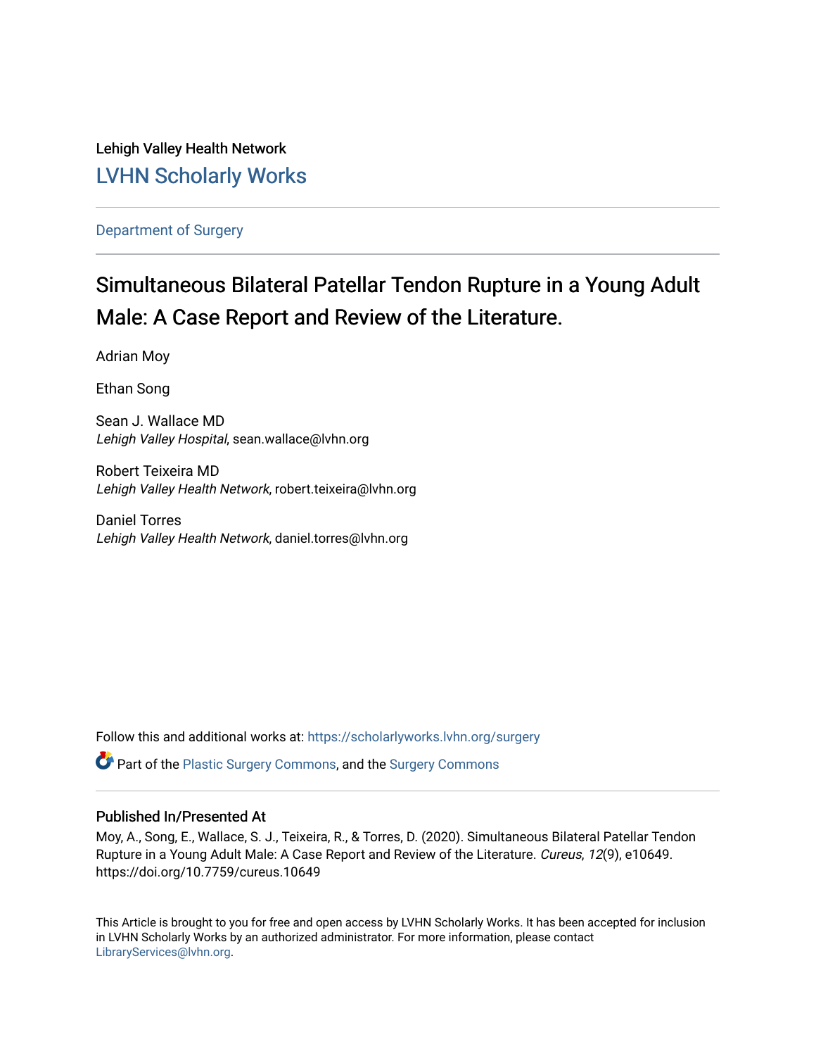Lehigh Valley Health Network

## LVHN Scholarly Works

Department of Surgery

# Simultaneous Bilateral Patellar Tendon Rupture in a Young Adult Male: A Case Report and Review of the Literature.

Adrian Moy

Ethan Song

Sean J. Wallace MD
*Lehigh Valley Hospital*, sean.wallace@lvhn.org

Robert Teixeira MD
*Lehigh Valley Health Network*, robert.teixeira@lvhn.org

Daniel Torres
*Lehigh Valley Health Network*, daniel.torres@lvhn.org

Follow this and additional works at: https://scholarlyworks.lvhn.org/surgery

Part of the Plastic Surgery Commons, and the Surgery Commons

### Published In/Presented At

Moy, A., Song, E., Wallace, S. J., Teixeira, R., & Torres, D. (2020). Simultaneous Bilateral Patellar Tendon Rupture in a Young Adult Male: A Case Report and Review of the Literature. *Cureus*, *12*(9), e10649. https://doi.org/10.7759/cureus.10649

This Article is brought to you for free and open access by LVHN Scholarly Works. It has been accepted for inclusion in LVHN Scholarly Works by an authorized administrator. For more information, please contact LibraryServices@lvhn.org.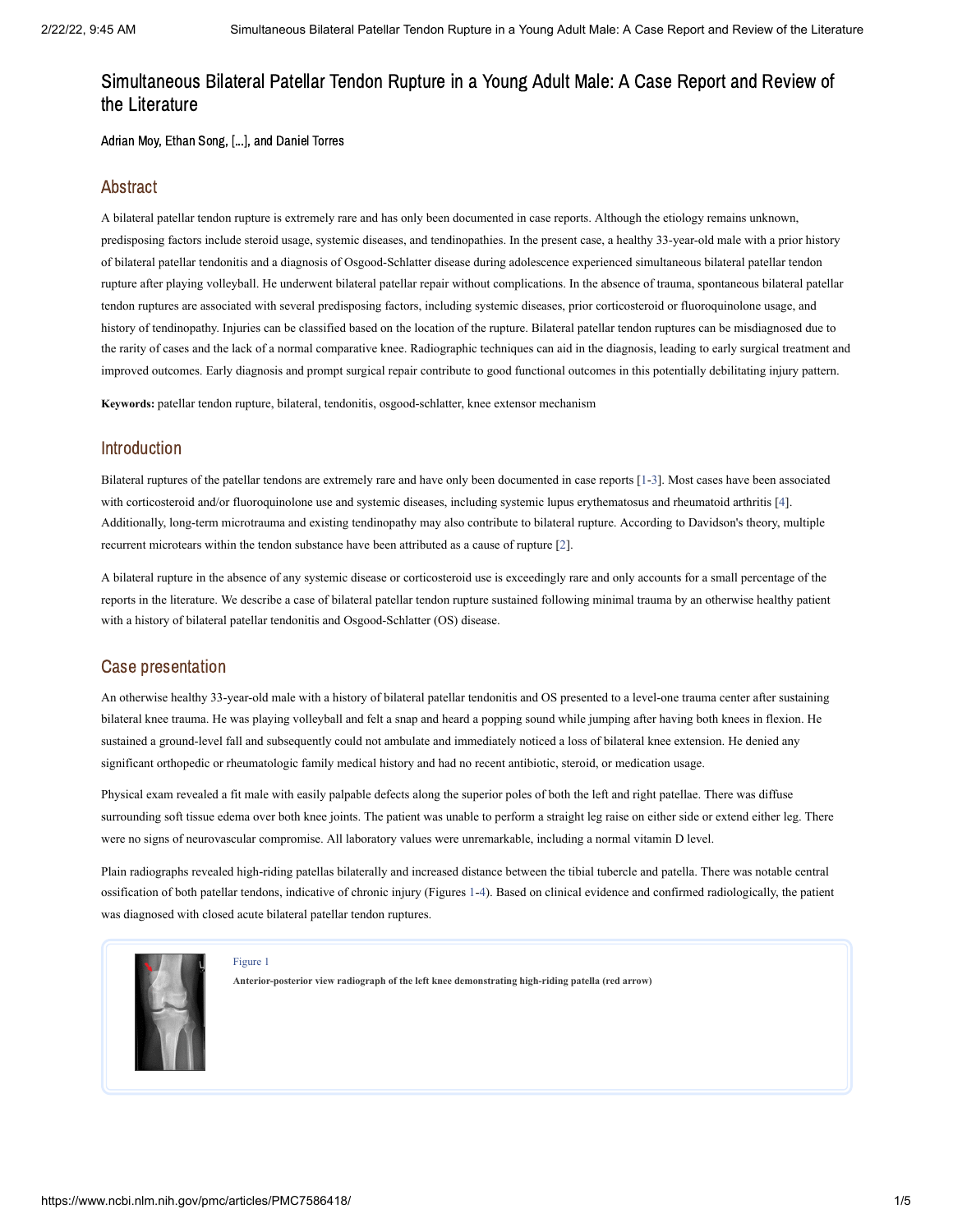# Simultaneous Bilateral Patellar Tendon Rupture in a Young Adult Male: A Case Report and Review of the Literature

Adrian Moy, Ethan Song, [...], and Daniel Torres

## Abstract

A bilateral patellar tendon rupture is extremely rare and has only been documented in case reports. Although the etiology remains unknown, predisposing factors include steroid usage, systemic diseases, and tendinopathies. In the present case, a healthy 33-year-old male with a prior history of bilateral patellar tendonitis and a diagnosis of Osgood-Schlatter disease during adolescence experienced simultaneous bilateral patellar tendon rupture after playing volleyball. He underwent bilateral patellar repair without complications. In the absence of trauma, spontaneous bilateral patellar tendon ruptures are associated with several predisposing factors, including systemic diseases, prior corticosteroid or fluoroquinolone usage, and history of tendinopathy. Injuries can be classified based on the location of the rupture. Bilateral patellar tendon ruptures can be misdiagnosed due to the rarity of cases and the lack of a normal comparative knee. Radiographic techniques can aid in the diagnosis, leading to early surgical treatment and improved outcomes. Early diagnosis and prompt surgical repair contribute to good functional outcomes in this potentially debilitating injury pattern.

**Keywords:** patellar tendon rupture, bilateral, tendonitis, osgood-schlatter, knee extensor mechanism

## Introduction

Bilateral ruptures of the patellar tendons are extremely rare and have only been documented in case reports [1-3]. Most cases have been associated with corticosteroid and/or fluoroquinolone use and systemic diseases, including systemic lupus erythematosus and rheumatoid arthritis [4]. Additionally, long-term microtrauma and existing tendinopathy may also contribute to bilateral rupture. According to Davidson's theory, multiple recurrent microtears within the tendon substance have been attributed as a cause of rupture [2].

A bilateral rupture in the absence of any systemic disease or corticosteroid use is exceedingly rare and only accounts for a small percentage of the reports in the literature. We describe a case of bilateral patellar tendon rupture sustained following minimal trauma by an otherwise healthy patient with a history of bilateral patellar tendonitis and Osgood-Schlatter (OS) disease.

## Case presentation

An otherwise healthy 33-year-old male with a history of bilateral patellar tendonitis and OS presented to a level-one trauma center after sustaining bilateral knee trauma. He was playing volleyball and felt a snap and heard a popping sound while jumping after having both knees in flexion. He sustained a ground-level fall and subsequently could not ambulate and immediately noticed a loss of bilateral knee extension. He denied any significant orthopedic or rheumatologic family medical history and had no recent antibiotic, steroid, or medication usage.

Physical exam revealed a fit male with easily palpable defects along the superior poles of both the left and right patellae. There was diffuse surrounding soft tissue edema over both knee joints. The patient was unable to perform a straight leg raise on either side or extend either leg. There were no signs of neurovascular compromise. All laboratory values were unremarkable, including a normal vitamin D level.

Plain radiographs revealed high-riding patellas bilaterally and increased distance between the tibial tubercle and patella. There was notable central ossification of both patellar tendons, indicative of chronic injury (Figures 1-4). Based on clinical evidence and confirmed radiologically, the patient was diagnosed with closed acute bilateral patellar tendon ruptures.

Figure 1

**Anterior-posterior view radiograph of the left knee demonstrating high-riding patella (red arrow)**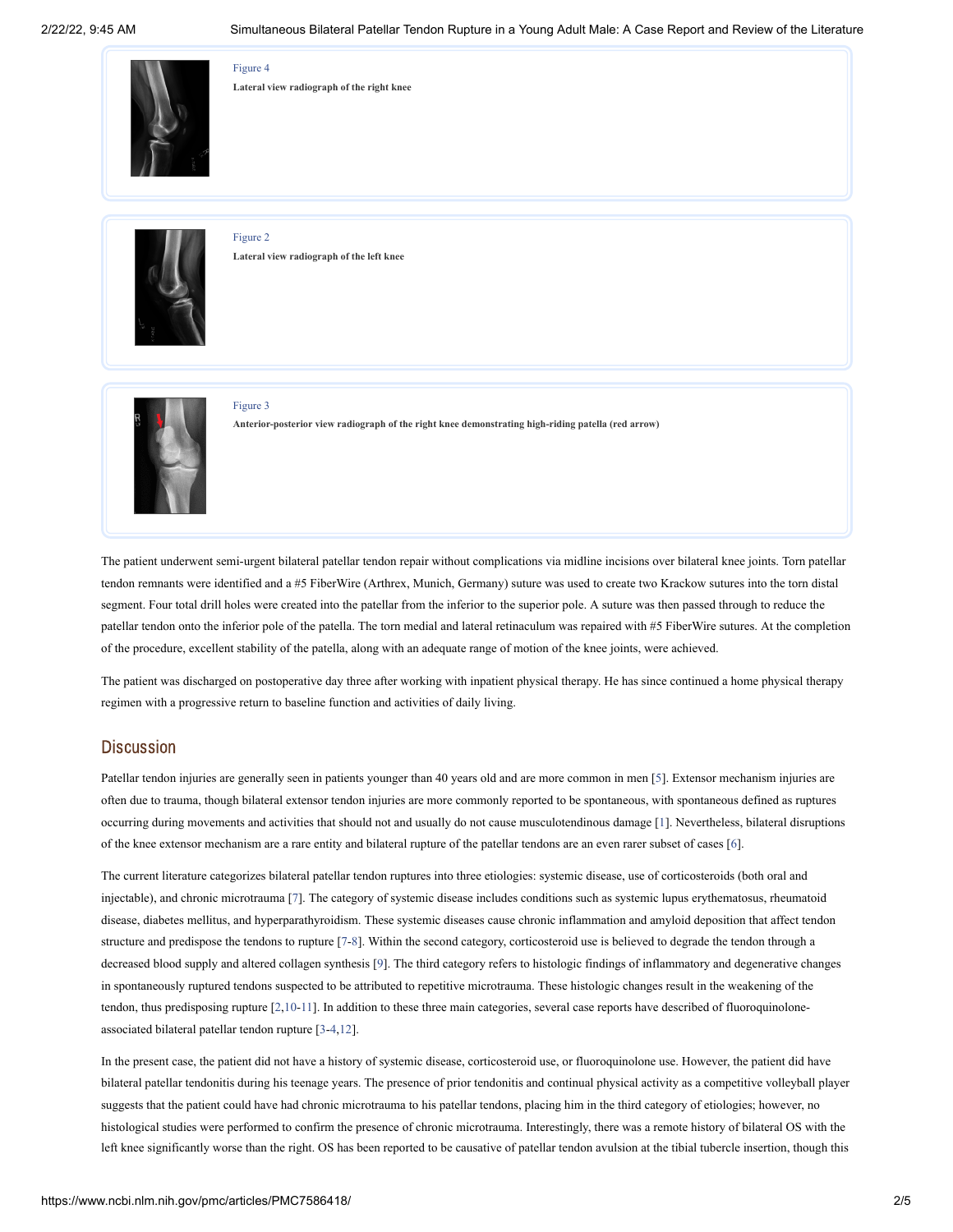Figure 4

**Lateral view radiograph of the right knee**

Figure 2

**Lateral view radiograph of the left knee**

Figure 3

**Anterior-posterior view radiograph of the right knee demonstrating high-riding patella (red arrow)**

The patient underwent semi-urgent bilateral patellar tendon repair without complications via midline incisions over bilateral knee joints. Torn patellar tendon remnants were identified and a #5 FiberWire (Arthrex, Munich, Germany) suture was used to create two Krackow sutures into the torn distal segment. Four total drill holes were created into the patellar from the inferior to the superior pole. A suture was then passed through to reduce the patellar tendon onto the inferior pole of the patella. The torn medial and lateral retinaculum was repaired with #5 FiberWire sutures. At the completion of the procedure, excellent stability of the patella, along with an adequate range of motion of the knee joints, were achieved.

The patient was discharged on postoperative day three after working with inpatient physical therapy. He has since continued a home physical therapy regimen with a progressive return to baseline function and activities of daily living.

## Discussion

Patellar tendon injuries are generally seen in patients younger than 40 years old and are more common in men [5]. Extensor mechanism injuries are often due to trauma, though bilateral extensor tendon injuries are more commonly reported to be spontaneous, with spontaneous defined as ruptures occurring during movements and activities that should not and usually do not cause musculotendinous damage [1]. Nevertheless, bilateral disruptions of the knee extensor mechanism are a rare entity and bilateral rupture of the patellar tendons are an even rarer subset of cases [6].

The current literature categorizes bilateral patellar tendon ruptures into three etiologies: systemic disease, use of corticosteroids (both oral and injectable), and chronic microtrauma [7]. The category of systemic disease includes conditions such as systemic lupus erythematosus, rheumatoid disease, diabetes mellitus, and hyperparathyroidism. These systemic diseases cause chronic inflammation and amyloid deposition that affect tendon structure and predispose the tendons to rupture [7-8]. Within the second category, corticosteroid use is believed to degrade the tendon through a decreased blood supply and altered collagen synthesis [9]. The third category refers to histologic findings of inflammatory and degenerative changes in spontaneously ruptured tendons suspected to be attributed to repetitive microtrauma. These histologic changes result in the weakening of the tendon, thus predisposing rupture [2,10-11]. In addition to these three main categories, several case reports have described of fluoroquinolone-associated bilateral patellar tendon rupture [3-4,12].

In the present case, the patient did not have a history of systemic disease, corticosteroid use, or fluoroquinolone use. However, the patient did have bilateral patellar tendonitis during his teenage years. The presence of prior tendonitis and continual physical activity as a competitive volleyball player suggests that the patient could have had chronic microtrauma to his patellar tendons, placing him in the third category of etiologies; however, no histological studies were performed to confirm the presence of chronic microtrauma. Interestingly, there was a remote history of bilateral OS with the left knee significantly worse than the right. OS has been reported to be causative of patellar tendon avulsion at the tibial tubercle insertion, though this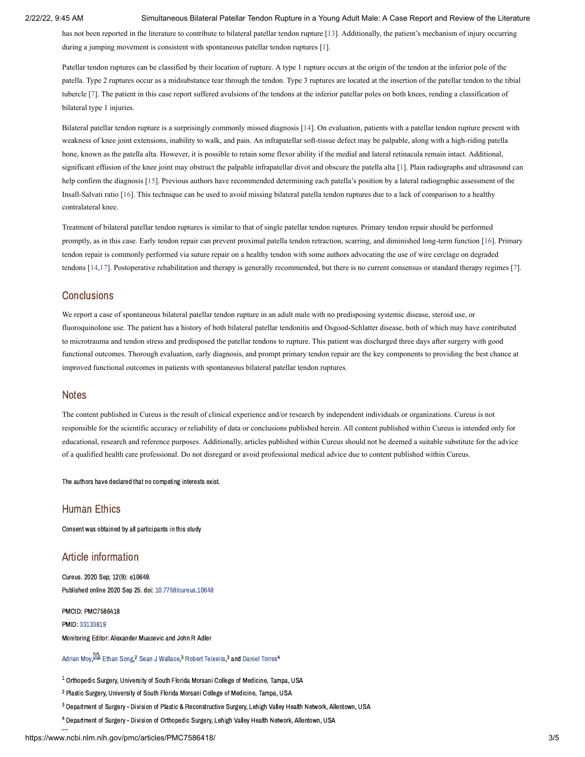has not been reported in the literature to contribute to bilateral patellar tendon rupture [13]. Additionally, the patient's mechanism of injury occurring during a jumping movement is consistent with spontaneous patellar tendon ruptures [1].

Patellar tendon ruptures can be classified by their location of rupture. A type 1 rupture occurs at the origin of the tendon at the inferior pole of the patella. Type 2 ruptures occur as a midsubstance tear through the tendon. Type 3 ruptures are located at the insertion of the patellar tendon to the tibial tubercle [7]. The patient in this case report suffered avulsions of the tendons at the inferior patellar poles on both knees, rending a classification of bilateral type 1 injuries.

Bilateral patellar tendon rupture is a surprisingly commonly missed diagnosis [14]. On evaluation, patients with a patellar tendon rupture present with weakness of knee joint extensions, inability to walk, and pain. An infrapatellar soft-tissue defect may be palpable, along with a high-riding patella bone, known as the patella alta. However, it is possible to retain some flexor ability if the medial and lateral retinacula remain intact. Additional, significant effusion of the knee joint may obstruct the palpable infrapatellar divot and obscure the patella alta [1]. Plain radiographs and ultrasound can help confirm the diagnosis [15]. Previous authors have recommended determining each patella's position by a lateral radiographic assessment of the Insall-Salvati ratio [16]. This technique can be used to avoid missing bilateral patella tendon ruptures due to a lack of comparison to a healthy contralateral knee.

Treatment of bilateral patellar tendon ruptures is similar to that of single patellar tendon ruptures. Primary tendon repair should be performed promptly, as in this case. Early tendon repair can prevent proximal patella tendon retraction, scarring, and diminished long-term function [16]. Primary tendon repair is commonly performed via suture repair on a healthy tendon with some authors advocating the use of wire cerclage on degraded tendons [14,17]. Postoperative rehabilitation and therapy is generally recommended, but there is no current consensus or standard therapy regimes [7].

## Conclusions

We report a case of spontaneous bilateral patellar tendon rupture in an adult male with no predisposing systemic disease, steroid use, or fluoroquinolone use. The patient has a history of both bilateral patellar tendonitis and Osgood-Schlatter disease, both of which may have contributed to microtrauma and tendon stress and predisposed the patellar tendons to rupture. This patient was discharged three days after surgery with good functional outcomes. Thorough evaluation, early diagnosis, and prompt primary tendon repair are the key components to providing the best chance at improved functional outcomes in patients with spontaneous bilateral patellar tendon ruptures.

## Notes

The content published in Cureus is the result of clinical experience and/or research by independent individuals or organizations. Cureus is not responsible for the scientific accuracy or reliability of data or conclusions published herein. All content published within Cureus is intended only for educational, research and reference purposes. Additionally, articles published within Cureus should not be deemed a suitable substitute for the advice of a qualified health care professional. Do not disregard or avoid professional medical advice due to content published within Cureus.

The authors have declared that no competing interests exist.

## Human Ethics

Consent was obtained by all participants in this study

## Article information

Cureus. 2020 Sep; 12(9): e10649.
Published online 2020 Sep 25. doi: 10.7759/cureus.10649

PMCID: PMC7586418
PMID: 33133819

Monitoring Editor: Alexander Muacevic and John R Adler

Adrian Moy,[1] Ethan Song,[2] Sean J Wallace,[3] Robert Teixeira,[3] and Daniel Torres[4]

[1] Orthopedic Surgery, University of South Florida Morsani College of Medicine, Tampa, USA

[2] Plastic Surgery, University of South Florida Morsani College of Medicine, Tampa, USA

[3] Department of Surgery - Division of Plastic & Reconstructive Surgery, Lehigh Valley Health Network, Allentown, USA

[4] Department of Surgery - Division of Orthopedic Surgery, Lehigh Valley Health Network, Allentown, USA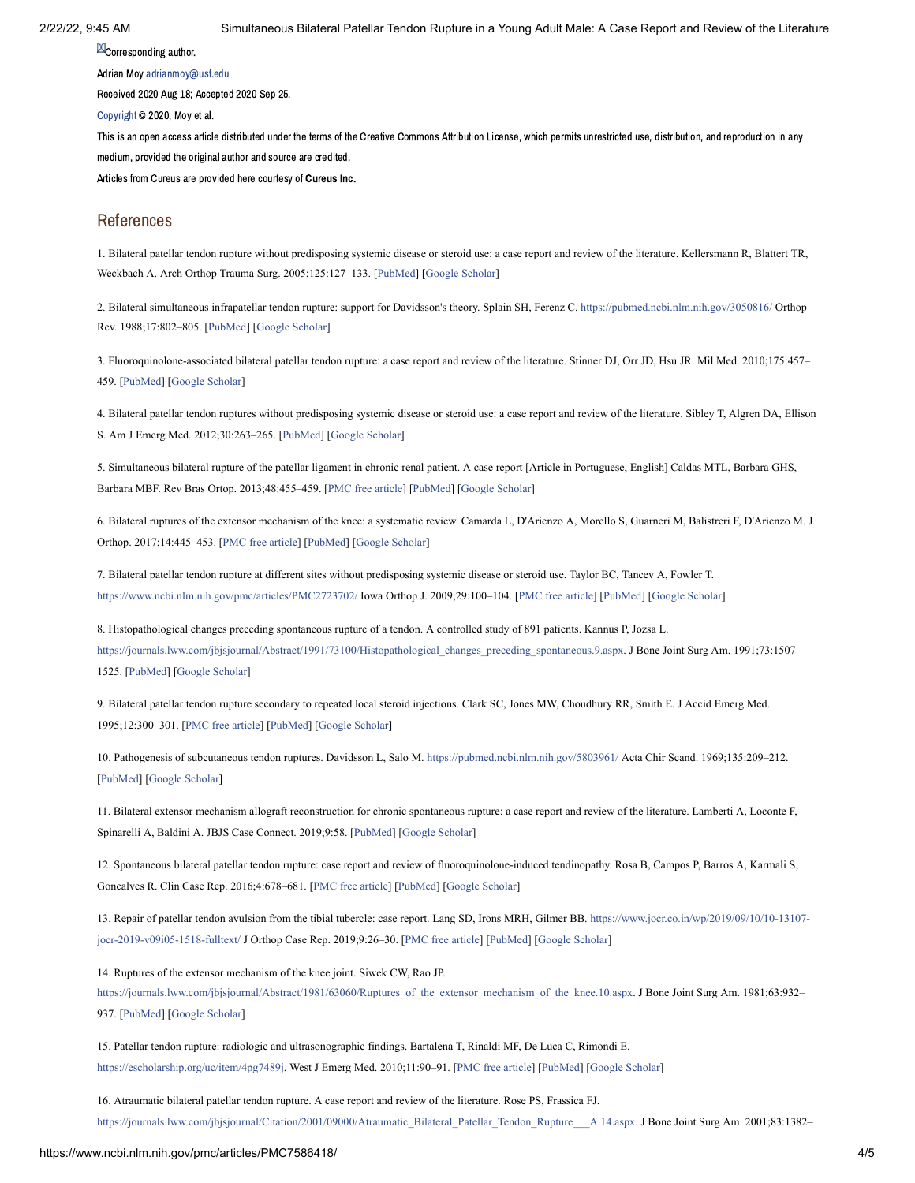Corresponding author.

Adrian Moy adrianmoy@usf.edu

Received 2020 Aug 18; Accepted 2020 Sep 25.

Copyright © 2020, Moy et al.

This is an open access article distributed under the terms of the Creative Commons Attribution License, which permits unrestricted use, distribution, and reproduction in any medium, provided the original author and source are credited.

Articles from Cureus are provided here courtesy of **Cureus Inc.**

## References

1. Bilateral patellar tendon rupture without predisposing systemic disease or steroid use: a case report and review of the literature. Kellersmann R, Blattert TR, Weckbach A. Arch Orthop Trauma Surg. 2005;125:127–133. [PubMed] [Google Scholar]

2. Bilateral simultaneous infrapatellar tendon rupture: support for Davidsson's theory. Splain SH, Ferenz C. https://pubmed.ncbi.nlm.nih.gov/3050816/ Orthop Rev. 1988;17:802–805. [PubMed] [Google Scholar]

3. Fluoroquinolone-associated bilateral patellar tendon rupture: a case report and review of the literature. Stinner DJ, Orr JD, Hsu JR. Mil Med. 2010;175:457–459. [PubMed] [Google Scholar]

4. Bilateral patellar tendon ruptures without predisposing systemic disease or steroid use: a case report and review of the literature. Sibley T, Algren DA, Ellison S. Am J Emerg Med. 2012;30:263–265. [PubMed] [Google Scholar]

5. Simultaneous bilateral rupture of the patellar ligament in chronic renal patient. A case report [Article in Portuguese, English] Caldas MTL, Barbara GHS, Barbara MBF. Rev Bras Ortop. 2013;48:455–459. [PMC free article] [PubMed] [Google Scholar]

6. Bilateral ruptures of the extensor mechanism of the knee: a systematic review. Camarda L, D'Arienzo A, Morello S, Guarneri M, Balistreri F, D'Arienzo M. J Orthop. 2017;14:445–453. [PMC free article] [PubMed] [Google Scholar]

7. Bilateral patellar tendon rupture at different sites without predisposing systemic disease or steroid use. Taylor BC, Tancev A, Fowler T. https://www.ncbi.nlm.nih.gov/pmc/articles/PMC2723702/ Iowa Orthop J. 2009;29:100–104. [PMC free article] [PubMed] [Google Scholar]

8. Histopathological changes preceding spontaneous rupture of a tendon. A controlled study of 891 patients. Kannus P, Jozsa L. https://journals.lww.com/jbjsjournal/Abstract/1991/73100/Histopathological_changes_preceding_spontaneous.9.aspx. J Bone Joint Surg Am. 1991;73:1507–1525. [PubMed] [Google Scholar]

9. Bilateral patellar tendon rupture secondary to repeated local steroid injections. Clark SC, Jones MW, Choudhury RR, Smith E. J Accid Emerg Med. 1995;12:300–301. [PMC free article] [PubMed] [Google Scholar]

10. Pathogenesis of subcutaneous tendon ruptures. Davidsson L, Salo M. https://pubmed.ncbi.nlm.nih.gov/5803961/ Acta Chir Scand. 1969;135:209–212. [PubMed] [Google Scholar]

11. Bilateral extensor mechanism allograft reconstruction for chronic spontaneous rupture: a case report and review of the literature. Lamberti A, Loconte F, Spinarelli A, Baldini A. JBJS Case Connect. 2019;9:58. [PubMed] [Google Scholar]

12. Spontaneous bilateral patellar tendon rupture: case report and review of fluoroquinolone-induced tendinopathy. Rosa B, Campos P, Barros A, Karmali S, Goncalves R. Clin Case Rep. 2016;4:678–681. [PMC free article] [PubMed] [Google Scholar]

13. Repair of patellar tendon avulsion from the tibial tubercle: case report. Lang SD, Irons MRH, Gilmer BB. https://www.jocr.co.in/wp/2019/09/10/10-13107-jocr-2019-v09i05-1518-fulltext/ J Orthop Case Rep. 2019;9:26–30. [PMC free article] [PubMed] [Google Scholar]

14. Ruptures of the extensor mechanism of the knee joint. Siwek CW, Rao JP. https://journals.lww.com/jbjsjournal/Abstract/1981/63060/Ruptures_of_the_extensor_mechanism_of_the_knee.10.aspx. J Bone Joint Surg Am. 1981;63:932–937. [PubMed] [Google Scholar]

15. Patellar tendon rupture: radiologic and ultrasonographic findings. Bartalena T, Rinaldi MF, De Luca C, Rimondi E. https://escholarship.org/uc/item/4pg7489j. West J Emerg Med. 2010;11:90–91. [PMC free article] [PubMed] [Google Scholar]

16. Atraumatic bilateral patellar tendon rupture. A case report and review of the literature. Rose PS, Frassica FJ. https://journals.lww.com/jbjsjournal/Citation/2001/09000/Atraumatic_Bilateral_Patellar_Tendon_Rupture___A.14.aspx. J Bone Joint Surg Am. 2001;83:1382–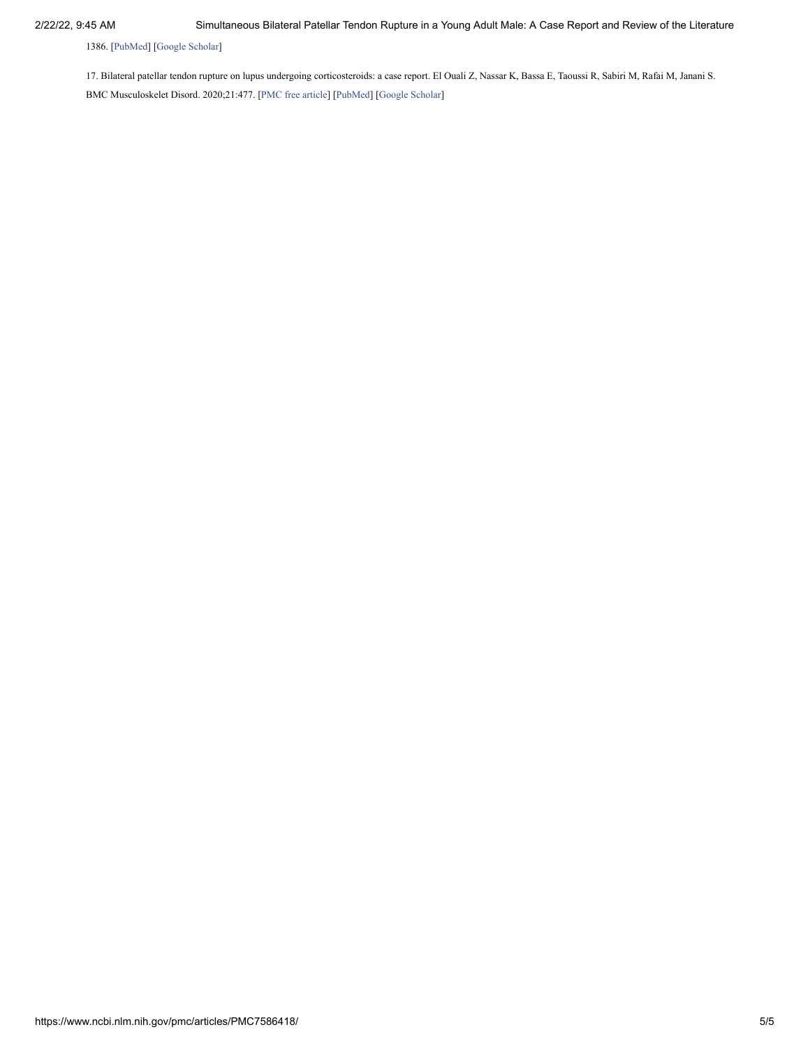1386. [PubMed] [Google Scholar]

17. Bilateral patellar tendon rupture on lupus undergoing corticosteroids: a case report. El Ouali Z, Nassar K, Bassa E, Taoussi R, Sabiri M, Rafai M, Janani S. BMC Musculoskelet Disord. 2020;21:477. [PMC free article] [PubMed] [Google Scholar]